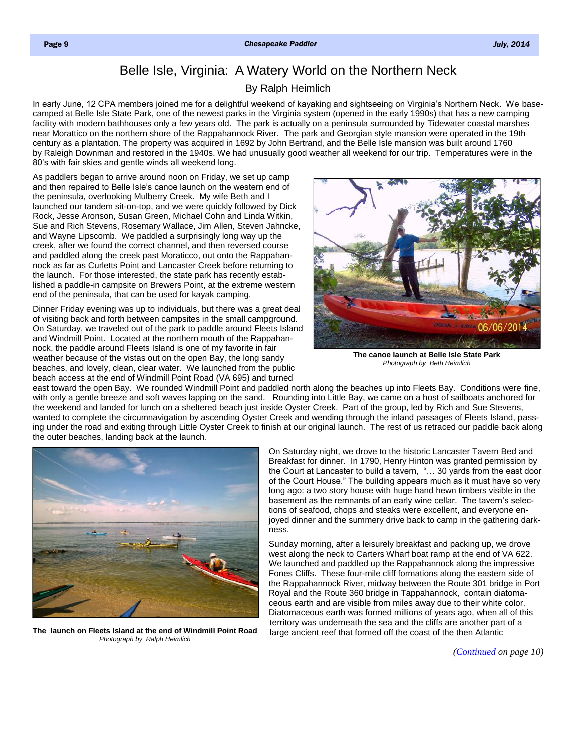# Belle Isle, Virginia: A Watery World on the Northern Neck

By Ralph Heimlich

In early June, 12 CPA members joined me for a delightful weekend of kayaking and sightseeing on Virginia's Northern Neck. We base-camped at Belle Isle State Park, one of the newest parks in the Virginia system (opened in the early 1990s) that has a new camping facility with modern bathhouses only a few years old. The park is actually on a peninsula surrounded by Tidewater coastal marshes near Morattico on the northern shore of the Rappahannock River. The park and Georgian style mansion were operated in the 19th century as a plantation. The property was acquired in 1692 by John Bertrand, and the Belle Isle mansion was built around 1760 by Raleigh Downman and restored in the 1940s. We had unusually good weather all weekend for our trip. Temperatures were in the 80's with fair skies and gentle winds all weekend long.

As paddlers began to arrive around noon on Friday, we set up camp and then repaired to Belle Isle's canoe launch on the western end of the peninsula, overlooking Mulberry Creek. My wife Beth and I launched our tandem sit-on-top, and we were quickly followed by Dick Rock, Jesse Aronson, Susan Green, Michael Cohn and Linda Witkin, Sue and Rich Stevens, Rosemary Wallace, Jim Allen, Steven Jahncke, and Wayne Lipscomb. We paddled a surprisingly long way up the creek, after we found the correct channel, and then reversed course and paddled along the creek past Moraticco, out onto the Rappahannock as far as Curletts Point and Lancaster Creek before returning to the launch. For those interested, the state park has recently established a paddle-in campsite on Brewers Point, at the extreme western end of the peninsula, that can be used for kayak camping.

**The canoe launch at Belle Isle State Park**
*Photograph by Beth Heimlich*

Dinner Friday evening was up to individuals, but there was a great deal of visiting back and forth between campsites in the small campground. On Saturday, we traveled out of the park to paddle around Fleets Island and Windmill Point. Located at the northern mouth of the Rappahannock, the paddle around Fleets Island is one of my favorite in fair weather because of the vistas out on the open Bay, the long sandy beaches, and lovely, clean, clear water. We launched from the public beach access at the end of Windmill Point Road (VA 695) and turned east toward the open Bay. We rounded Windmill Point and paddled north along the beaches up into Fleets Bay. Conditions were fine, with only a gentle breeze and soft waves lapping on the sand. Rounding into Little Bay, we came on a host of sailboats anchored for the weekend and landed for lunch on a sheltered beach just inside Oyster Creek. Part of the group, led by Rich and Sue Stevens, wanted to complete the circumnavigation by ascending Oyster Creek and wending through the inland passages of Fleets Island, passing under the road and exiting through Little Oyster Creek to finish at our original launch. The rest of us retraced our paddle back along the outer beaches, landing back at the launch.

**The launch on Fleets Island at the end of Windmill Point Road**
*Photograph by Ralph Heimlich*

On Saturday night, we drove to the historic Lancaster Tavern Bed and Breakfast for dinner. In 1790, Henry Hinton was granted permission by the Court at Lancaster to build a tavern, "… 30 yards from the east door of the Court House." The building appears much as it must have so very long ago: a two story house with huge hand hewn timbers visible in the basement as the remnants of an early wine cellar. The tavern's selections of seafood, chops and steaks were excellent, and everyone enjoyed dinner and the summery drive back to camp in the gathering darkness.

Sunday morning, after a leisurely breakfast and packing up, we drove west along the neck to Carters Wharf boat ramp at the end of VA 622. We launched and paddled up the Rappahannock along the impressive Fones Cliffs. These four-mile cliff formations along the eastern side of the Rappahannock River, midway between the Route 301 bridge in Port Royal and the Route 360 bridge in Tappahannock, contain diatomaceous earth and are visible from miles away due to their white color. Diatomaceous earth was formed millions of years ago, when all of this territory was underneath the sea and the cliffs are another part of a large ancient reef that formed off the coast of the then Atlantic

*(Continued on page 10)*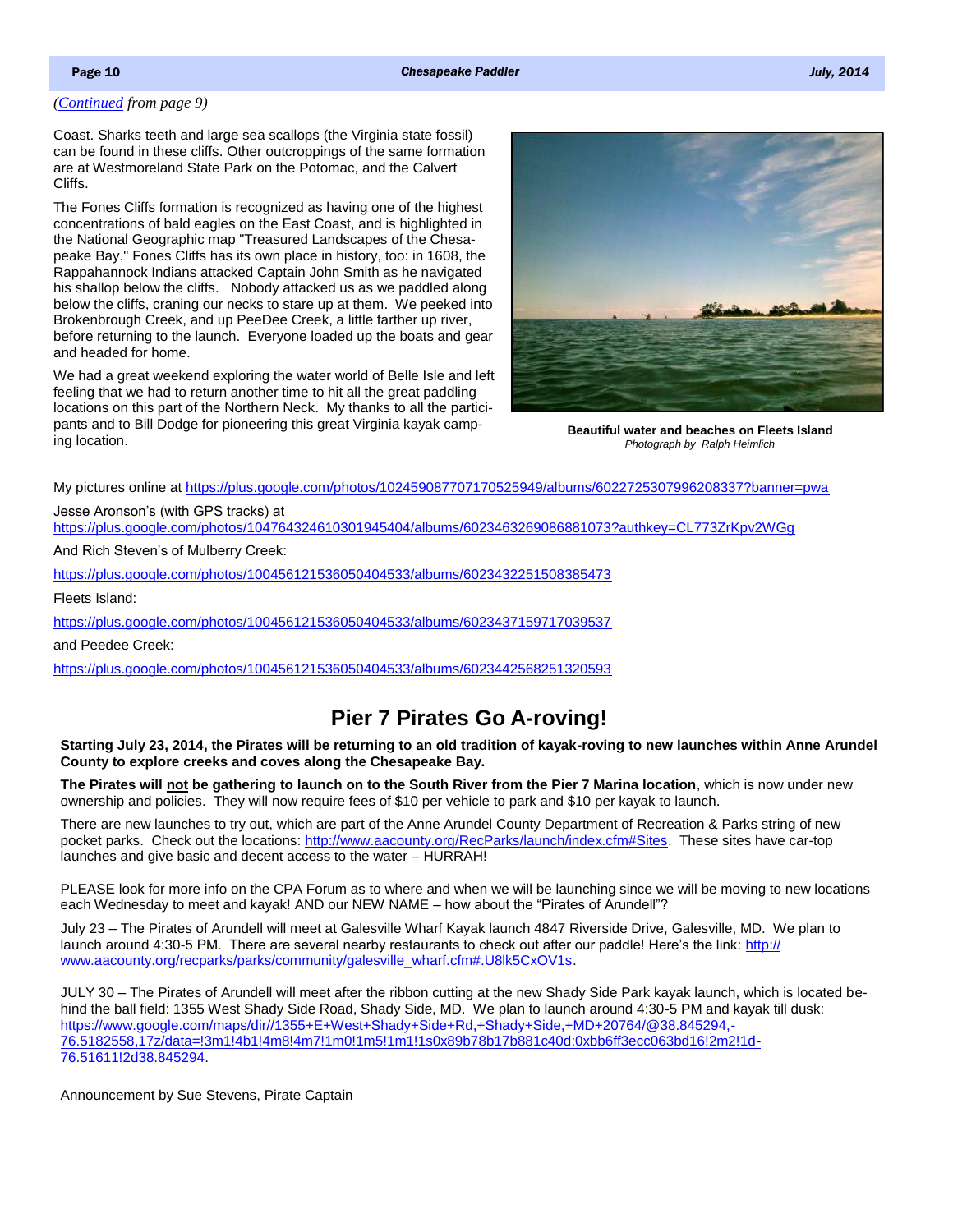*(Continued from page 9)*

Coast. Sharks teeth and large sea scallops (the Virginia state fossil) can be found in these cliffs. Other outcroppings of the same formation are at Westmoreland State Park on the Potomac, and the Calvert Cliffs.

The Fones Cliffs formation is recognized as having one of the highest concentrations of bald eagles on the East Coast, and is highlighted in the National Geographic map "Treasured Landscapes of the Chesapeake Bay." Fones Cliffs has its own place in history, too: in 1608, the Rappahannock Indians attacked Captain John Smith as he navigated his shallop below the cliffs. Nobody attacked us as we paddled along below the cliffs, craning our necks to stare up at them. We peeked into Brokenbrough Creek, and up PeeDee Creek, a little farther up river, before returning to the launch. Everyone loaded up the boats and gear and headed for home.

We had a great weekend exploring the water world of Belle Isle and left feeling that we had to return another time to hit all the great paddling locations on this part of the Northern Neck. My thanks to all the participants and to Bill Dodge for pioneering this great Virginia kayak camping location.

**Beautiful water and beaches on Fleets Island**
*Photograph by Ralph Heimlich*

My pictures online at https://plus.google.com/photos/102459087707170525949/albums/6022725307996208337?banner=pwa

Jesse Aronson's (with GPS tracks) at
https://plus.google.com/photos/104764324610301945404/albums/6023463269086881073?authkey=CL773ZrKpv2WGg

And Rich Steven's of Mulberry Creek:

https://plus.google.com/photos/100456121536050404533/albums/6023432251508385473

Fleets Island:

https://plus.google.com/photos/100456121536050404533/albums/6023437159717039537

and Peedee Creek:

https://plus.google.com/photos/100456121536050404533/albums/6023442568251320593

# Pier 7 Pirates Go A-roving!

**Starting July 23, 2014, the Pirates will be returning to an old tradition of kayak-roving to new launches within Anne Arundel County to explore creeks and coves along the Chesapeake Bay.**

**The Pirates will not be gathering to launch on to the South River from the Pier 7 Marina location**, which is now under new ownership and policies. They will now require fees of $10 per vehicle to park and $10 per kayak to launch.

There are new launches to try out, which are part of the Anne Arundel County Department of Recreation & Parks string of new pocket parks. Check out the locations: http://www.aacounty.org/RecParks/launch/index.cfm#Sites. These sites have car-top launches and give basic and decent access to the water – HURRAH!

PLEASE look for more info on the CPA Forum as to where and when we will be launching since we will be moving to new locations each Wednesday to meet and kayak! AND our NEW NAME – how about the "Pirates of Arundell"?

July 23 – The Pirates of Arundell will meet at Galesville Wharf Kayak launch 4847 Riverside Drive, Galesville, MD. We plan to launch around 4:30-5 PM. There are several nearby restaurants to check out after our paddle! Here's the link: http://www.aacounty.org/recparks/parks/community/galesville_wharf.cfm#.U8lk5CxOV1s.

JULY 30 – The Pirates of Arundell will meet after the ribbon cutting at the new Shady Side Park kayak launch, which is located behind the ball field: 1355 West Shady Side Road, Shady Side, MD. We plan to launch around 4:30-5 PM and kayak till dusk: https://www.google.com/maps/dir//1355+E+West+Shady+Side+Rd,+Shady+Side,+MD+20764/@38.845294,-76.5182558,17z/data=!3m1!4b1!4m8!4m7!1m0!1m5!1m1!1s0x89b78b17b881c40d:0xbb6ff3ecc063bd16!2m2!1d-76.51611!2d38.845294.

Announcement by Sue Stevens, Pirate Captain